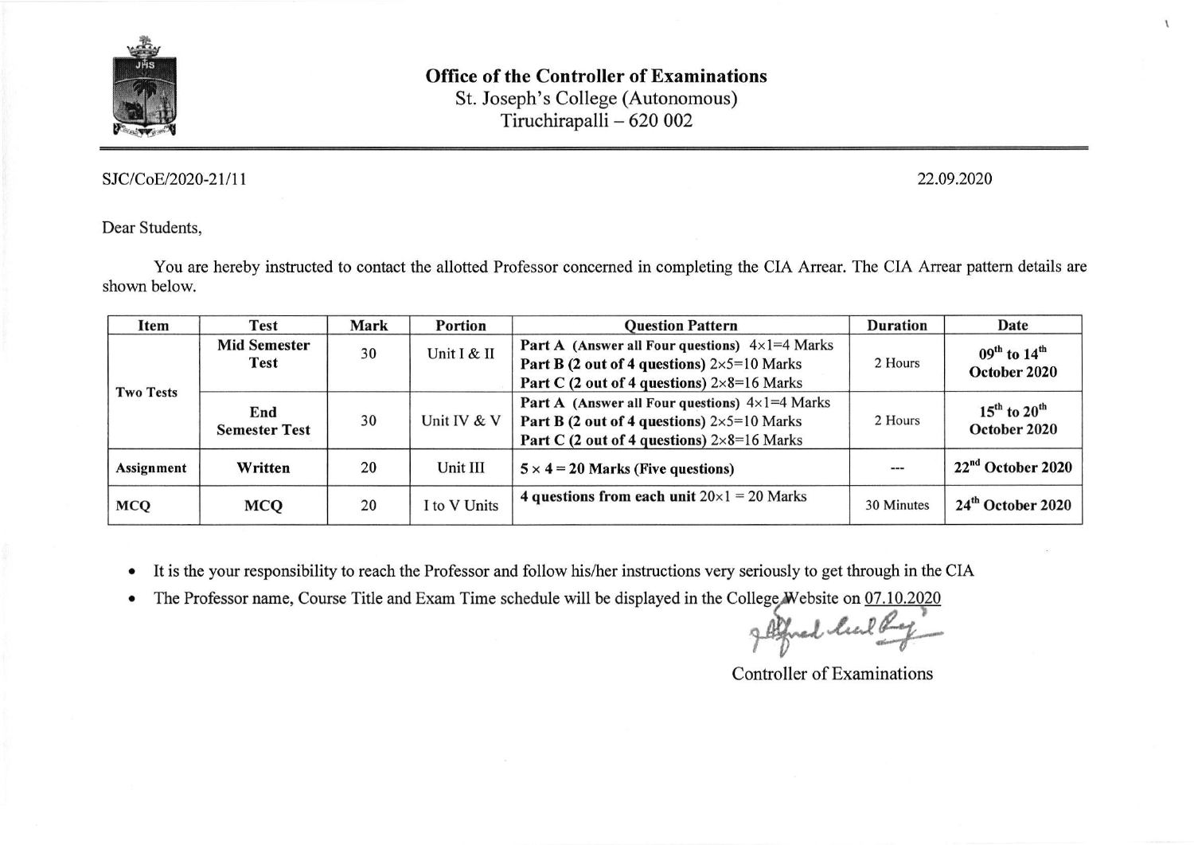**Office of the Controller of Examinations**
St. Joseph's College (Autonomous)
Tiruchirapalli – 620 002

SJC/CoE/2020-21/11

22.09.2020

Dear Students,

You are hereby instructed to contact the allotted Professor concerned in completing the CIA Arrear. The CIA Arrear pattern details are shown below.

| Item | Test | Mark | Portion | Question Pattern | Duration | Date |
|---|---|---|---|---|---|---|
| **Two Tests** | **Mid Semester Test** | 30 | Unit I & II | **Part A (Answer all Four questions)** $4\times1=4$ Marks<br>**Part B (2 out of 4 questions)** $2\times5=10$ Marks<br>**Part C (2 out of 4 questions)** $2\times8=16$ Marks | 2 Hours | **09th to 14th October 2020** |
| | **End Semester Test** | 30 | Unit IV & V | **Part A (Answer all Four questions)** $4\times1=4$ Marks<br>**Part B (2 out of 4 questions)** $2\times5=10$ Marks<br>**Part C (2 out of 4 questions)** $2\times8=16$ Marks | 2 Hours | **15th to 20th October 2020** |
| **Assignment** | **Written** | 20 | Unit III | **$5\times4=20$ Marks (Five questions)** | --- | **22nd October 2020** |
| **MCQ** | **MCQ** | 20 | I to V Units | **4 questions from each unit** $20\times1=20$ Marks | 30 Minutes | **24th October 2020** |

- It is the your responsibility to reach the Professor and follow his/her instructions very seriously to get through in the CIA
- The Professor name, Course Title and Exam Time schedule will be displayed in the College Website on 07.10.2020

Controller of Examinations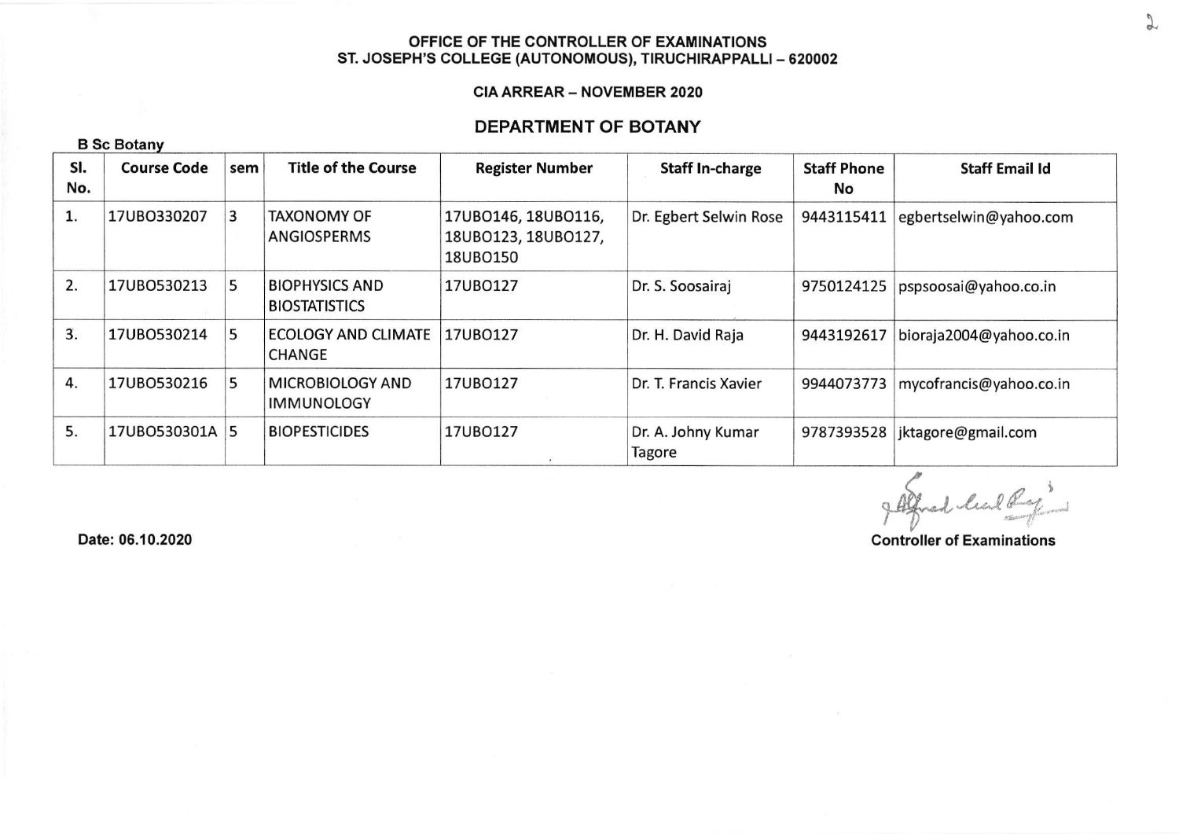**OFFICE OF THE CONTROLLER OF EXAMINATIONS**
**ST. JOSEPH'S COLLEGE (AUTONOMOUS), TIRUCHIRAPPALLI – 620002**

**CIA ARREAR – NOVEMBER 2020**

## DEPARTMENT OF BOTANY

**B Sc Botany**

| Sl. No. | Course Code | sem | Title of the Course | Register Number | Staff In-charge | Staff Phone No | Staff Email Id |
|---|---|---|---|---|---|---|---|
| 1. | 17UBO330207 | 3 | TAXONOMY OF ANGIOSPERMS | 17UBO146, 18UBO116, 18UBO123, 18UBO127, 18UBO150 | Dr. Egbert Selwin Rose | 9443115411 | egbertselwin@yahoo.com |
| 2. | 17UBO530213 | 5 | BIOPHYSICS AND BIOSTATISTICS | 17UBO127 | Dr. S. Soosairaj | 9750124125 | pspsoosai@yahoo.co.in |
| 3. | 17UBO530214 | 5 | ECOLOGY AND CLIMATE CHANGE | 17UBO127 | Dr. H. David Raja | 9443192617 | bioraja2004@yahoo.co.in |
| 4. | 17UBO530216 | 5 | MICROBIOLOGY AND IMMUNOLOGY | 17UBO127 | Dr. T. Francis Xavier | 9944073773 | mycofrancis@yahoo.co.in |
| 5. | 17UBO530301A | 5 | BIOPESTICIDES | 17UBO127 | Dr. A. Johny Kumar Tagore | 9787393528 | jktagore@gmail.com |

Date: 06.10.2020

**Controller of Examinations**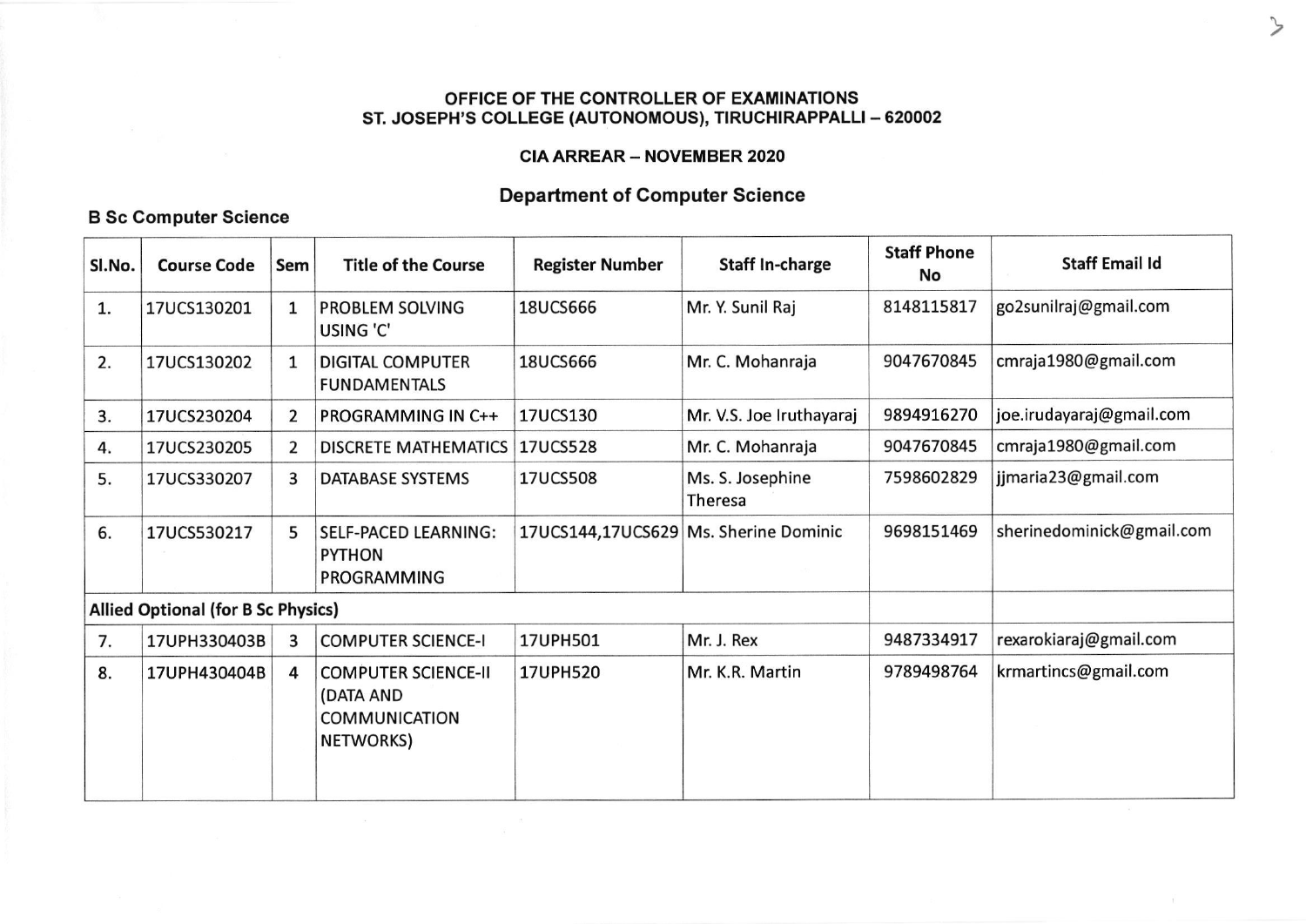**OFFICE OF THE CONTROLLER OF EXAMINATIONS**
**ST. JOSEPH'S COLLEGE (AUTONOMOUS), TIRUCHIRAPPALLI – 620002**

**CIA ARREAR – NOVEMBER 2020**

## Department of Computer Science

### B Sc Computer Science

| Sl.No. | Course Code | Sem | Title of the Course | Register Number | Staff In-charge | Staff Phone No | Staff Email Id |
|---|---|---|---|---|---|---|---|
| 1. | 17UCS130201 | 1 | PROBLEM SOLVING USING 'C' | 18UCS666 | Mr. Y. Sunil Raj | 8148115817 | go2sunilraj@gmail.com |
| 2. | 17UCS130202 | 1 | DIGITAL COMPUTER FUNDAMENTALS | 18UCS666 | Mr. C. Mohanraja | 9047670845 | cmraja1980@gmail.com |
| 3. | 17UCS230204 | 2 | PROGRAMMING IN C++ | 17UCS130 | Mr. V.S. Joe Iruthayaraj | 9894916270 | joe.irudayaraj@gmail.com |
| 4. | 17UCS230205 | 2 | DISCRETE MATHEMATICS | 17UCS528 | Mr. C. Mohanraja | 9047670845 | cmraja1980@gmail.com |
| 5. | 17UCS330207 | 3 | DATABASE SYSTEMS | 17UCS508 | Ms. S. Josephine Theresa | 7598602829 | jjmaria23@gmail.com |
| 6. | 17UCS530217 | 5 | SELF-PACED LEARNING: PYTHON PROGRAMMING | 17UCS144,17UCS629 | Ms. Sherine Dominic | 9698151469 | sherinedominick@gmail.com |
| **Allied Optional (for B Sc Physics)** | | | | | | | |
| 7. | 17UPH330403B | 3 | COMPUTER SCIENCE-I | 17UPH501 | Mr. J. Rex | 9487334917 | rexarokiaraj@gmail.com |
| 8. | 17UPH430404B | 4 | COMPUTER SCIENCE-II (DATA AND COMMUNICATION NETWORKS) | 17UPH520 | Mr. K.R. Martin | 9789498764 | krmartincs@gmail.com |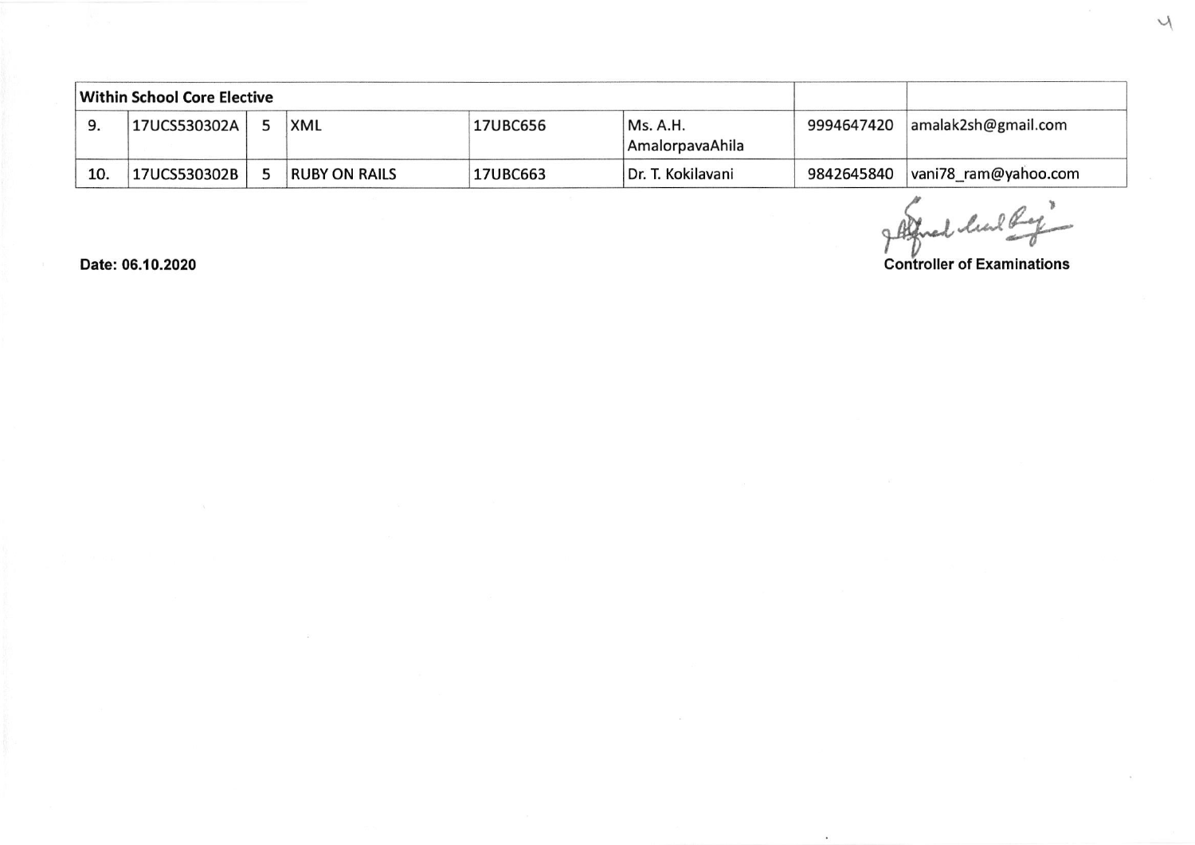| Within School Core Elective | | | | | | | |
|---|---|---|---|---|---|---|---|
| 9. | 17UCS530302A | 5 | XML | 17UBC656 | Ms. A.H. AmalorpavaAhila | 9994647420 | amalak2sh@gmail.com |
| 10. | 17UCS530302B | 5 | RUBY ON RAILS | 17UBC663 | Dr. T. Kokilavani | 9842645840 | vani78_ram@yahoo.com |

**Date: 06.10.2020**

**Controller of Examinations**